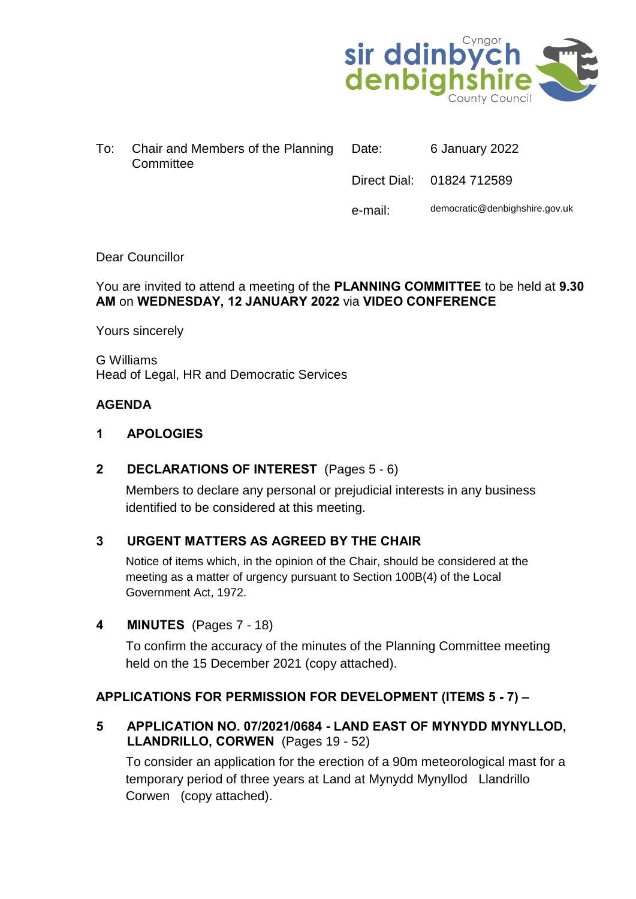Cyngor sir ddinbych denbighshire County Council

| To: | Chair and Members of the Planning Committee | Date: | 6 January 2022 |
|---|---|---|---|
| | | Direct Dial: | 01824 712589 |
| | | e-mail: | democratic@denbighshire.gov.uk |

Dear Councillor

You are invited to attend a meeting of the **PLANNING COMMITTEE** to be held at **9.30 AM** on **WEDNESDAY, 12 JANUARY 2022** via **VIDEO CONFERENCE**

Yours sincerely

G Williams
Head of Legal, HR and Democratic Services

## AGENDA

**1 APOLOGIES**

**2 DECLARATIONS OF INTEREST** (Pages 5 - 6)

Members to declare any personal or prejudicial interests in any business identified to be considered at this meeting.

**3 URGENT MATTERS AS AGREED BY THE CHAIR**

Notice of items which, in the opinion of the Chair, should be considered at the meeting as a matter of urgency pursuant to Section 100B(4) of the Local Government Act, 1972.

**4 MINUTES** (Pages 7 - 18)

To confirm the accuracy of the minutes of the Planning Committee meeting held on the 15 December 2021 (copy attached).

**APPLICATIONS FOR PERMISSION FOR DEVELOPMENT (ITEMS 5 - 7) –**

**5 APPLICATION NO. 07/2021/0684 - LAND EAST OF MYNYDD MYNYLLOD, LLANDRILLO, CORWEN** (Pages 19 - 52)

To consider an application for the erection of a 90m meteorological mast for a temporary period of three years at Land at Mynydd Mynyllod Llandrillo Corwen (copy attached).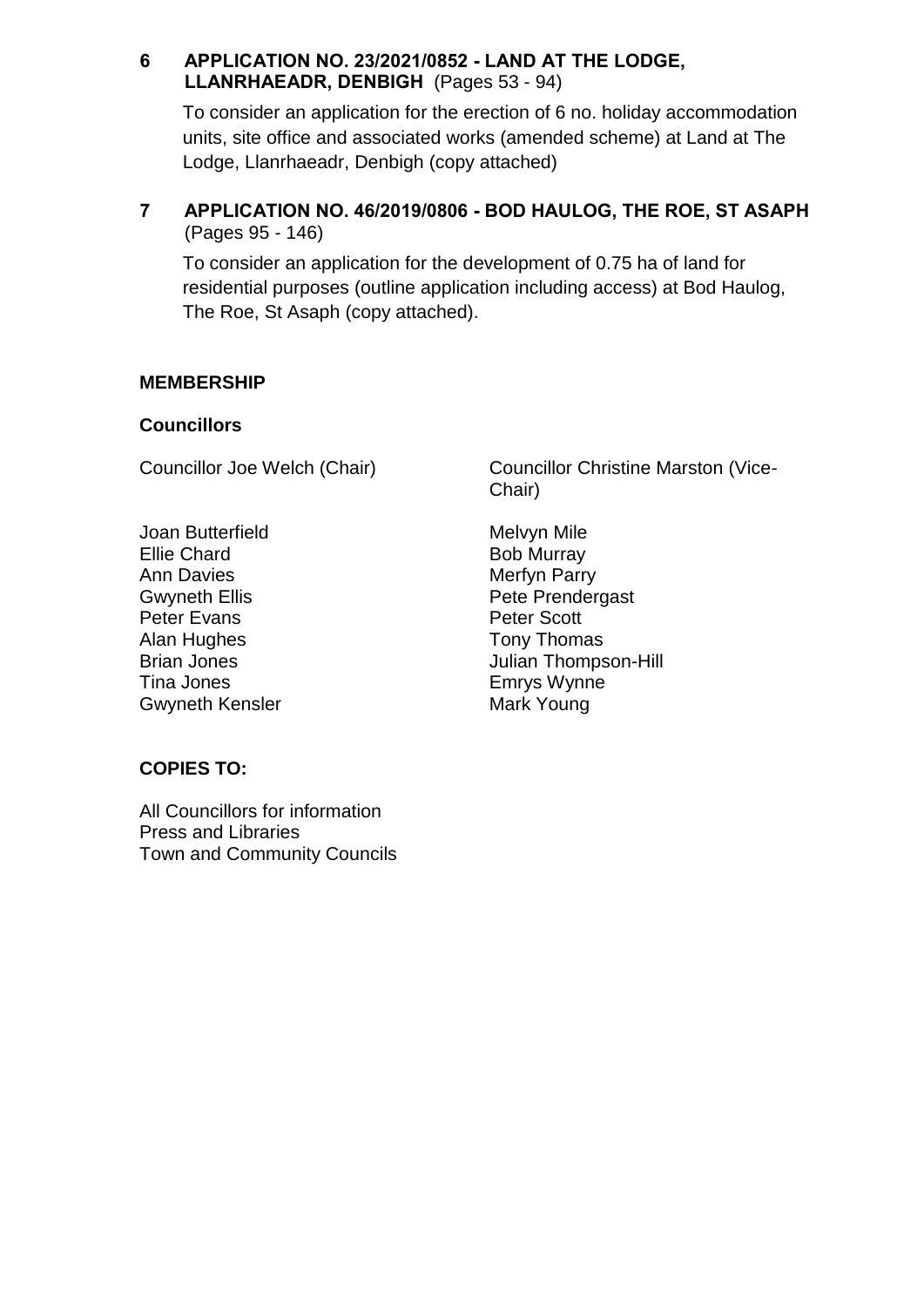**6 APPLICATION NO. 23/2021/0852 - LAND AT THE LODGE, LLANRHAEADR, DENBIGH** (Pages 53 - 94)

To consider an application for the erection of 6 no. holiday accommodation units, site office and associated works (amended scheme) at Land at The Lodge, Llanrhaeadr, Denbigh (copy attached)

**7 APPLICATION NO. 46/2019/0806 - BOD HAULOG, THE ROE, ST ASAPH** (Pages 95 - 146)

To consider an application for the development of 0.75 ha of land for residential purposes (outline application including access) at Bod Haulog, The Roe, St Asaph (copy attached).

**MEMBERSHIP**

**Councillors**

Councillor Joe Welch (Chair)

Councillor Christine Marston (Vice-Chair)

Joan Butterfield
Ellie Chard
Ann Davies
Gwyneth Ellis
Peter Evans
Alan Hughes
Brian Jones
Tina Jones
Gwyneth Kensler
Melvyn Mile
Bob Murray
Merfyn Parry
Pete Prendergast
Peter Scott
Tony Thomas
Julian Thompson-Hill
Emrys Wynne
Mark Young

**COPIES TO:**

All Councillors for information
Press and Libraries
Town and Community Councils